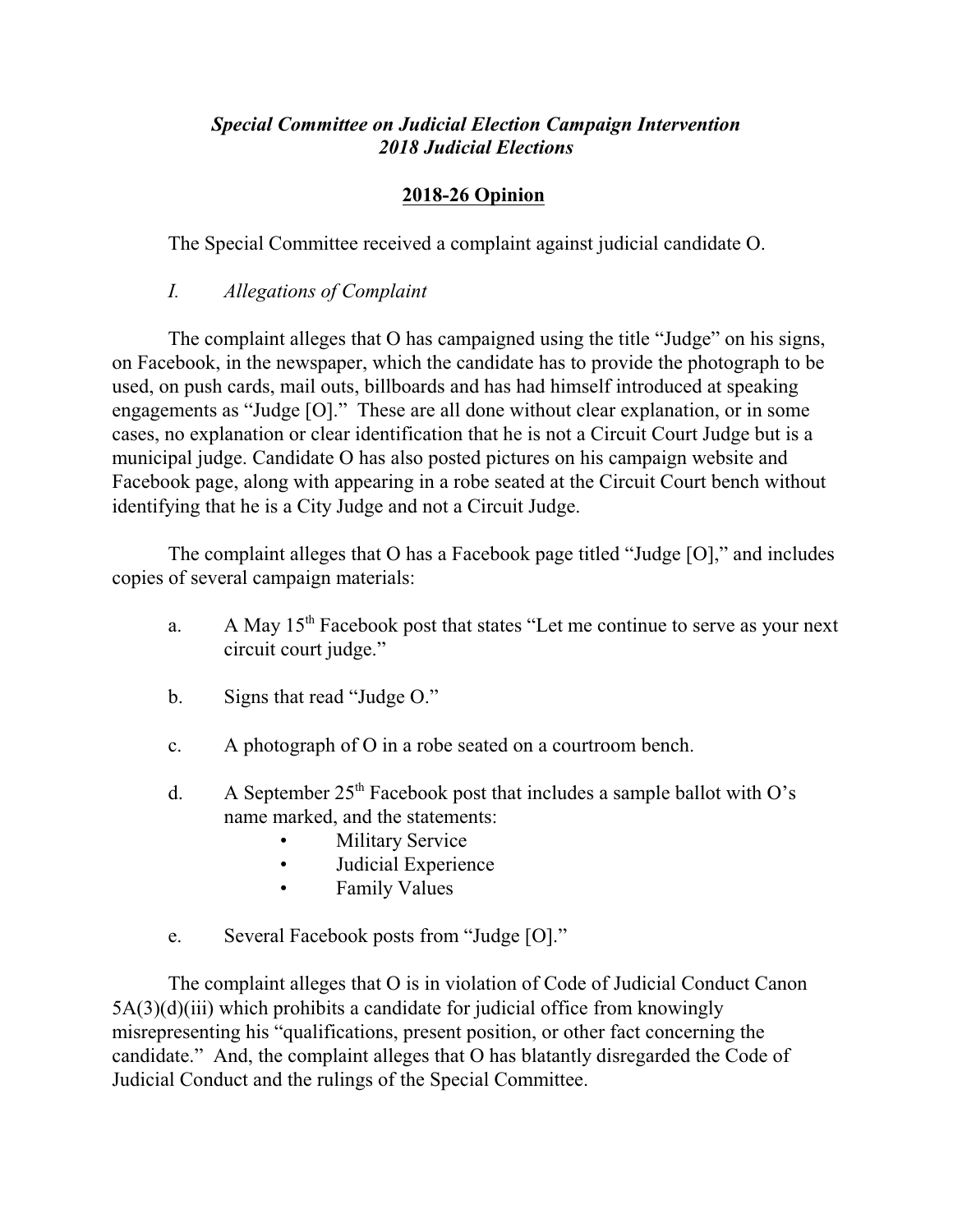***Special Committee on Judicial Election Campaign Intervention***
***2018 Judicial Elections***

## 2018-26 Opinion

The Special Committee received a complaint against judicial candidate O.

*I. Allegations of Complaint*

The complaint alleges that O has campaigned using the title "Judge" on his signs, on Facebook, in the newspaper, which the candidate has to provide the photograph to be used, on push cards, mail outs, billboards and has had himself introduced at speaking engagements as "Judge [O]." These are all done without clear explanation, or in some cases, no explanation or clear identification that he is not a Circuit Court Judge but is a municipal judge. Candidate O has also posted pictures on his campaign website and Facebook page, along with appearing in a robe seated at the Circuit Court bench without identifying that he is a City Judge and not a Circuit Judge.

The complaint alleges that O has a Facebook page titled "Judge [O]," and includes copies of several campaign materials:

a. A May 15th Facebook post that states "Let me continue to serve as your next circuit court judge."

b. Signs that read "Judge O."

c. A photograph of O in a robe seated on a courtroom bench.

d. A September 25th Facebook post that includes a sample ballot with O's name marked, and the statements:
   - Military Service
   - Judicial Experience
   - Family Values

e. Several Facebook posts from "Judge [O]."

The complaint alleges that O is in violation of Code of Judicial Conduct Canon 5A(3)(d)(iii) which prohibits a candidate for judicial office from knowingly misrepresenting his "qualifications, present position, or other fact concerning the candidate." And, the complaint alleges that O has blatantly disregarded the Code of Judicial Conduct and the rulings of the Special Committee.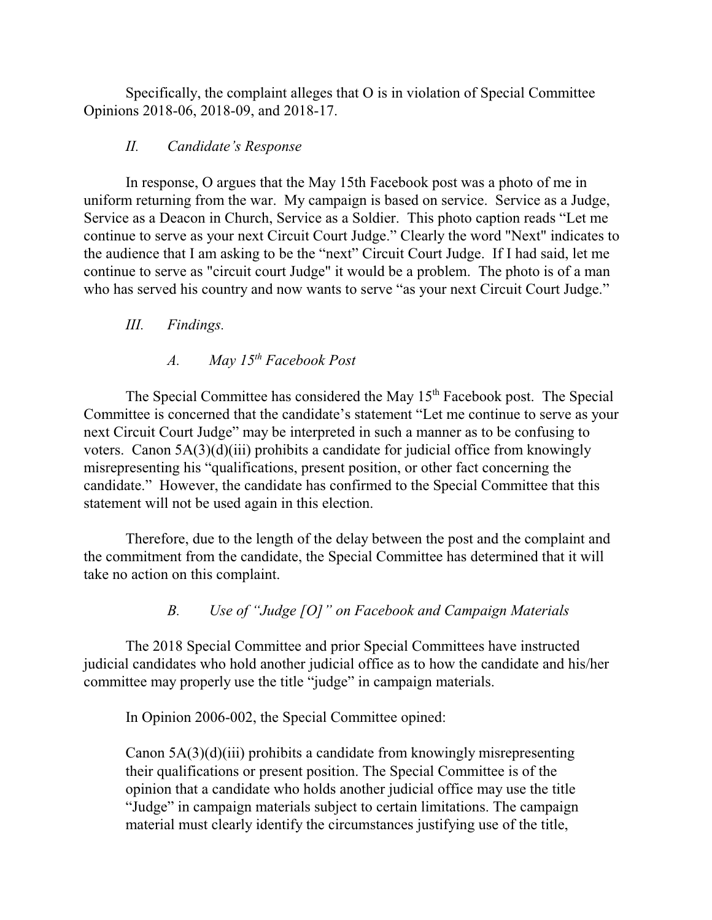Specifically, the complaint alleges that O is in violation of Special Committee Opinions 2018-06, 2018-09, and 2018-17.

## *II. Candidate's Response*

In response, O argues that the May 15th Facebook post was a photo of me in uniform returning from the war. My campaign is based on service. Service as a Judge, Service as a Deacon in Church, Service as a Soldier. This photo caption reads "Let me continue to serve as your next Circuit Court Judge." Clearly the word "Next" indicates to the audience that I am asking to be the "next" Circuit Court Judge. If I had said, let me continue to serve as "circuit court Judge" it would be a problem. The photo is of a man who has served his country and now wants to serve "as your next Circuit Court Judge."

## *III. Findings.*

### *A. May 15th Facebook Post*

The Special Committee has considered the May 15th Facebook post. The Special Committee is concerned that the candidate's statement "Let me continue to serve as your next Circuit Court Judge" may be interpreted in such a manner as to be confusing to voters. Canon 5A(3)(d)(iii) prohibits a candidate for judicial office from knowingly misrepresenting his "qualifications, present position, or other fact concerning the candidate." However, the candidate has confirmed to the Special Committee that this statement will not be used again in this election.

Therefore, due to the length of the delay between the post and the complaint and the commitment from the candidate, the Special Committee has determined that it will take no action on this complaint.

### *B. Use of "Judge [O]" on Facebook and Campaign Materials*

The 2018 Special Committee and prior Special Committees have instructed judicial candidates who hold another judicial office as to how the candidate and his/her committee may properly use the title "judge" in campaign materials.

In Opinion 2006-002, the Special Committee opined:

> Canon 5A(3)(d)(iii) prohibits a candidate from knowingly misrepresenting their qualifications or present position. The Special Committee is of the opinion that a candidate who holds another judicial office may use the title "Judge" in campaign materials subject to certain limitations. The campaign material must clearly identify the circumstances justifying use of the title,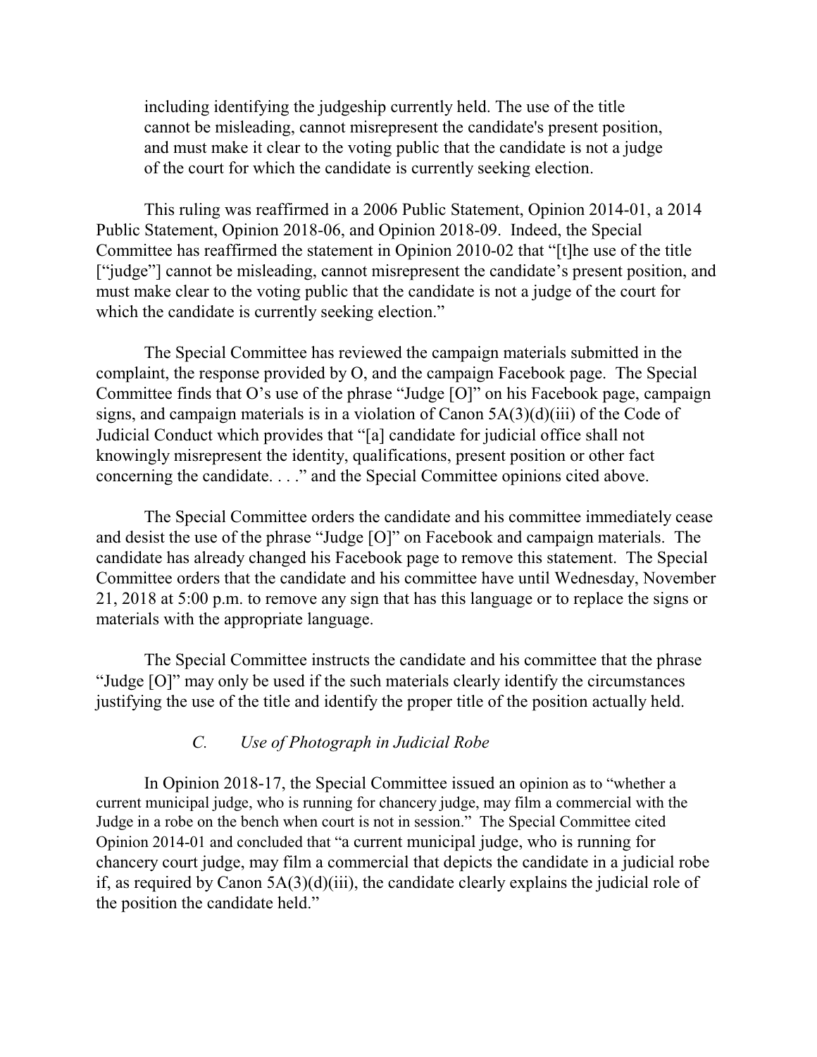including identifying the judgeship currently held. The use of the title cannot be misleading, cannot misrepresent the candidate's present position, and must make it clear to the voting public that the candidate is not a judge of the court for which the candidate is currently seeking election.

This ruling was reaffirmed in a 2006 Public Statement, Opinion 2014-01, a 2014 Public Statement, Opinion 2018-06, and Opinion 2018-09. Indeed, the Special Committee has reaffirmed the statement in Opinion 2010-02 that "[t]he use of the title ["judge"] cannot be misleading, cannot misrepresent the candidate's present position, and must make clear to the voting public that the candidate is not a judge of the court for which the candidate is currently seeking election."

The Special Committee has reviewed the campaign materials submitted in the complaint, the response provided by O, and the campaign Facebook page. The Special Committee finds that O's use of the phrase "Judge [O]" on his Facebook page, campaign signs, and campaign materials is in a violation of Canon 5A(3)(d)(iii) of the Code of Judicial Conduct which provides that "[a] candidate for judicial office shall not knowingly misrepresent the identity, qualifications, present position or other fact concerning the candidate. . . ." and the Special Committee opinions cited above.

The Special Committee orders the candidate and his committee immediately cease and desist the use of the phrase "Judge [O]" on Facebook and campaign materials. The candidate has already changed his Facebook page to remove this statement. The Special Committee orders that the candidate and his committee have until Wednesday, November 21, 2018 at 5:00 p.m. to remove any sign that has this language or to replace the signs or materials with the appropriate language.

The Special Committee instructs the candidate and his committee that the phrase "Judge [O]" may only be used if the such materials clearly identify the circumstances justifying the use of the title and identify the proper title of the position actually held.

### *C. Use of Photograph in Judicial Robe*

In Opinion 2018-17, the Special Committee issued an opinion as to "whether a current municipal judge, who is running for chancery judge, may film a commercial with the Judge in a robe on the bench when court is not in session." The Special Committee cited Opinion 2014-01 and concluded that "a current municipal judge, who is running for chancery court judge, may film a commercial that depicts the candidate in a judicial robe if, as required by Canon 5A(3)(d)(iii), the candidate clearly explains the judicial role of the position the candidate held."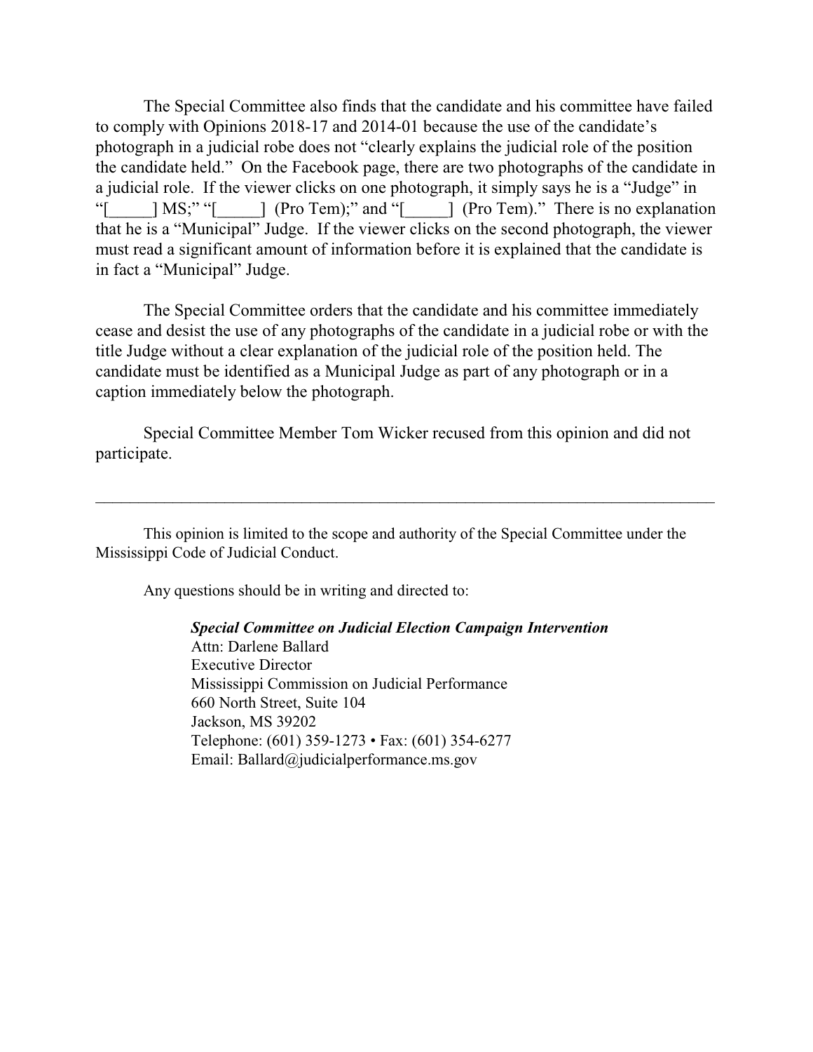The Special Committee also finds that the candidate and his committee have failed to comply with Opinions 2018-17 and 2014-01 because the use of the candidate's photograph in a judicial robe does not "clearly explains the judicial role of the position the candidate held." On the Facebook page, there are two photographs of the candidate in a judicial role. If the viewer clicks on one photograph, it simply says he is a "Judge" in "[_____] MS;" "[_____] (Pro Tem);" and "[_____] (Pro Tem)." There is no explanation that he is a "Municipal" Judge. If the viewer clicks on the second photograph, the viewer must read a significant amount of information before it is explained that the candidate is in fact a "Municipal" Judge.

The Special Committee orders that the candidate and his committee immediately cease and desist the use of any photographs of the candidate in a judicial robe or with the title Judge without a clear explanation of the judicial role of the position held. The candidate must be identified as a Municipal Judge as part of any photograph or in a caption immediately below the photograph.

Special Committee Member Tom Wicker recused from this opinion and did not participate.

---

This opinion is limited to the scope and authority of the Special Committee under the Mississippi Code of Judicial Conduct.

Any questions should be in writing and directed to:

***Special Committee on Judicial Election Campaign Intervention***
Attn: Darlene Ballard
Executive Director
Mississippi Commission on Judicial Performance
660 North Street, Suite 104
Jackson, MS 39202
Telephone: (601) 359-1273 • Fax: (601) 354-6277
Email: Ballard@judicialperformance.ms.gov